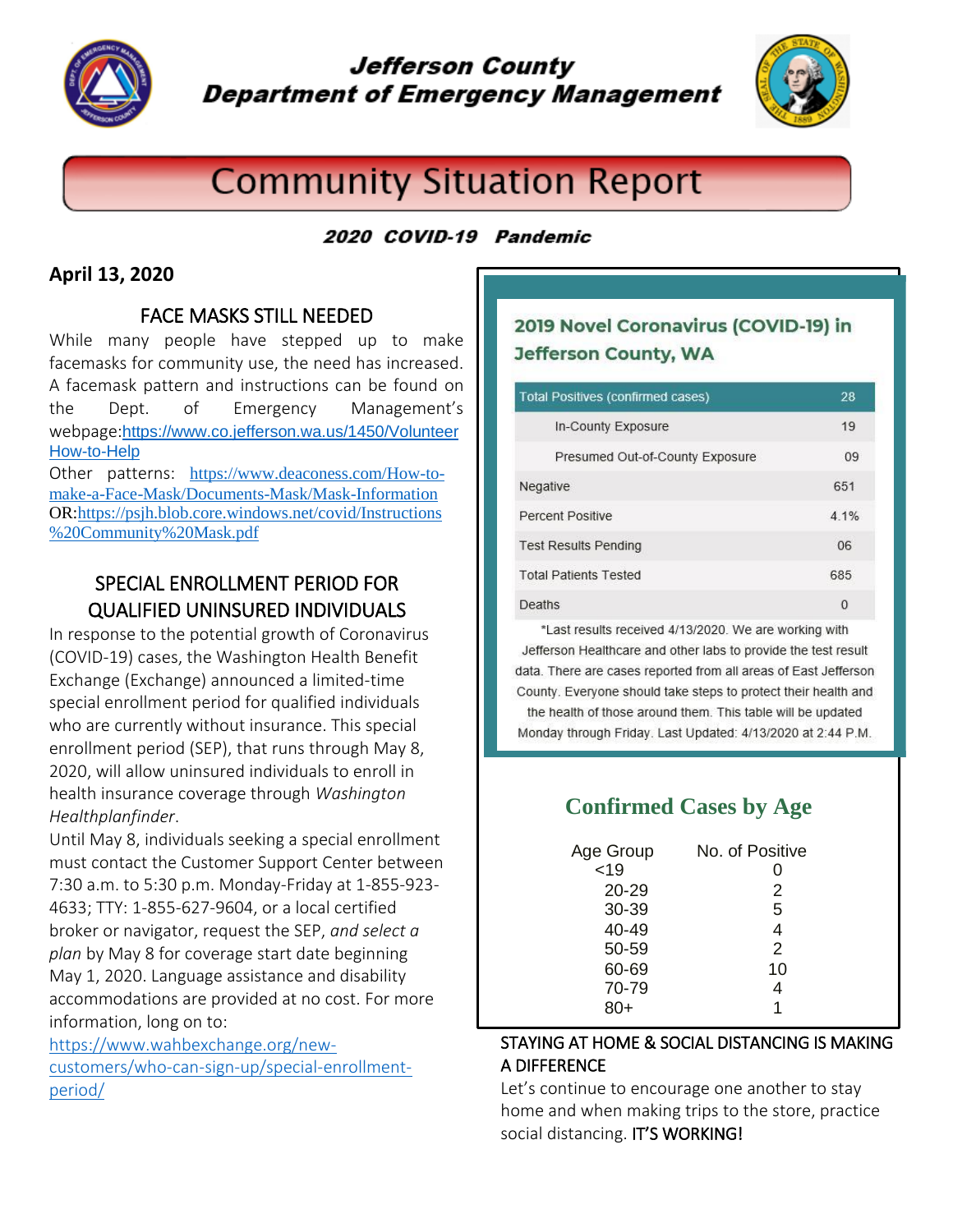# Jefferson County Department of Emergency Management

# Community Situation Report

***2020 COVID-19 Pandemic***

**April 13, 2020**

## FACE MASKS STILL NEEDED

While many people have stepped up to make facemasks for community use, the need has increased. A facemask pattern and instructions can be found on the Dept. of Emergency Management's webpage:https://www.co.jefferson.wa.us/1450/Volunteer How-to-Help

Other patterns: https://www.deaconess.com/How-to-make-a-Face-Mask/Documents-Mask/Mask-Information OR:https://psjh.blob.core.windows.net/covid/Instructions%20Community%20Mask.pdf

## SPECIAL ENROLLMENT PERIOD FOR QUALIFIED UNINSURED INDIVIDUALS

In response to the potential growth of Coronavirus (COVID-19) cases, the Washington Health Benefit Exchange (Exchange) announced a limited-time special enrollment period for qualified individuals who are currently without insurance. This special enrollment period (SEP), that runs through May 8, 2020, will allow uninsured individuals to enroll in health insurance coverage through *Washington Healthplanfinder*.

Until May 8, individuals seeking a special enrollment must contact the Customer Support Center between 7:30 a.m. to 5:30 p.m. Monday-Friday at 1-855-923-4633; TTY: 1-855-627-9604, or a local certified broker or navigator, request the SEP, *and select a plan* by May 8 for coverage start date beginning May 1, 2020. Language assistance and disability accommodations are provided at no cost. For more information, long on to:

https://www.wahbexchange.org/new-customers/who-can-sign-up/special-enrollment-period/

## 2019 Novel Coronavirus (COVID-19) in Jefferson County, WA

| Total Positives (confirmed cases) | 28 |
|---|---|
| In-County Exposure | 19 |
| Presumed Out-of-County Exposure | 09 |
| Negative | 651 |
| Percent Positive | 4.1% |
| Test Results Pending | 06 |
| Total Patients Tested | 685 |
| Deaths | 0 |

*Last results received 4/13/2020. We are working with Jefferson Healthcare and other labs to provide the test result data. There are cases reported from all areas of East Jefferson County. Everyone should take steps to protect their health and the health of those around them. This table will be updated Monday through Friday. Last Updated: 4/13/2020 at 2:44 P.M.

## Confirmed Cases by Age

| Age Group | No. of Positive |
|---|---|
| <19 | 0 |
| 20-29 | 2 |
| 30-39 | 5 |
| 40-49 | 4 |
| 50-59 | 2 |
| 60-69 | 10 |
| 70-79 | 4 |
| 80+ | 1 |

## STAYING AT HOME & SOCIAL DISTANCING IS MAKING A DIFFERENCE

Let's continue to encourage one another to stay home and when making trips to the store, practice social distancing. IT'S WORKING!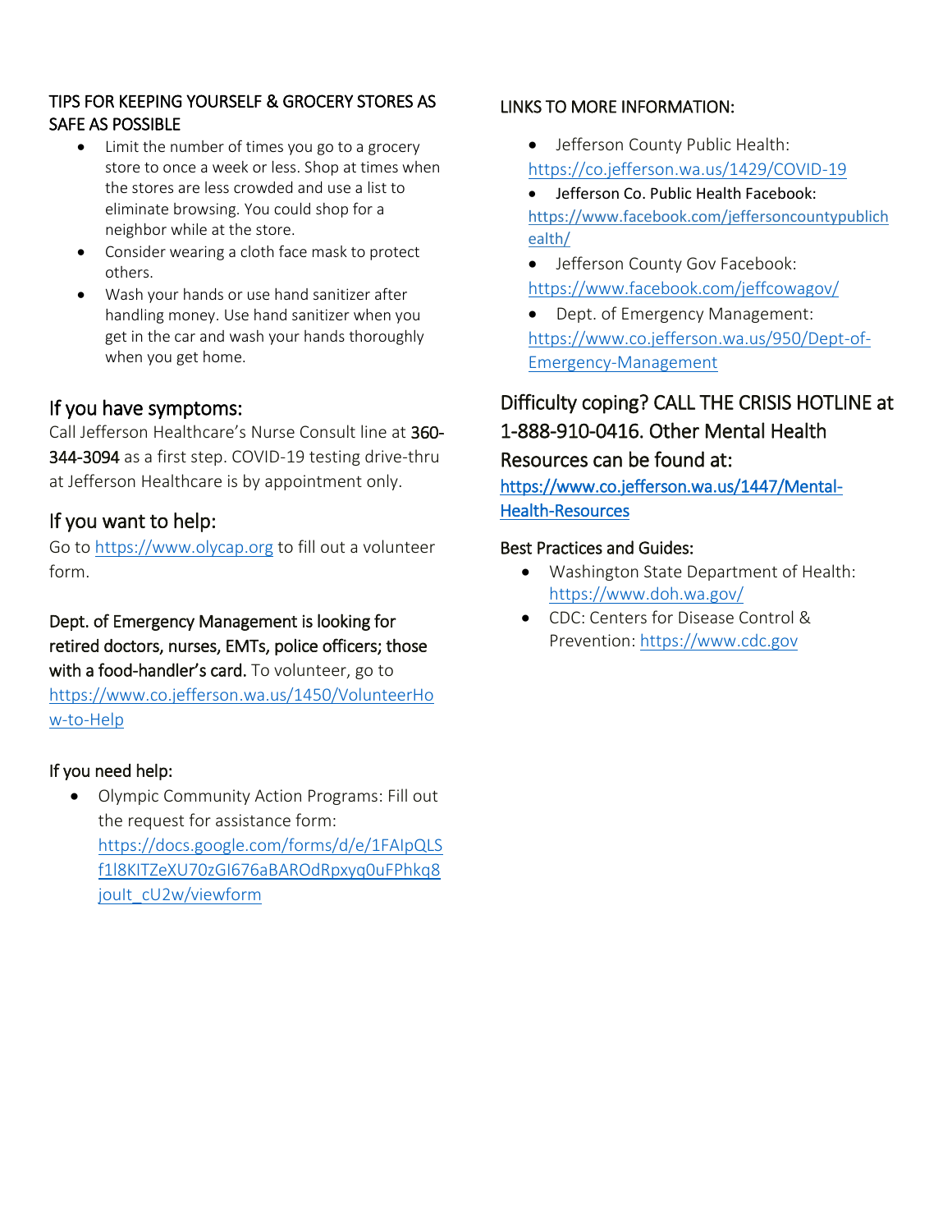TIPS FOR KEEPING YOURSELF & GROCERY STORES AS SAFE AS POSSIBLE

- Limit the number of times you go to a grocery store to once a week or less. Shop at times when the stores are less crowded and use a list to eliminate browsing. You could shop for a neighbor while at the store.
- Consider wearing a cloth face mask to protect others.
- Wash your hands or use hand sanitizer after handling money. Use hand sanitizer when you get in the car and wash your hands thoroughly when you get home.

## If you have symptoms:

Call Jefferson Healthcare's Nurse Consult line at **360-344-3094** as a first step. COVID-19 testing drive-thru at Jefferson Healthcare is by appointment only.

## If you want to help:

Go to https://www.olycap.org to fill out a volunteer form.

**Dept. of Emergency Management is looking for retired doctors, nurses, EMTs, police officers; those with a food-handler's card.** To volunteer, go to https://www.co.jefferson.wa.us/1450/VolunteerHow-to-Help

### If you need help:

- Olympic Community Action Programs: Fill out the request for assistance form: https://docs.google.com/forms/d/e/1FAIpQLSf1l8KITZeXU70zGI676aBARОdRpxyq0uFPhkq8joult_cU2w/viewform

LINKS TO MORE INFORMATION:

- Jefferson County Public Health: https://co.jefferson.wa.us/1429/COVID-19
- Jefferson Co. Public Health Facebook: https://www.facebook.com/jeffersoncountypublichealth/
- Jefferson County Gov Facebook: https://www.facebook.com/jeffcowagov/
- Dept. of Emergency Management: https://www.co.jefferson.wa.us/950/Dept-of-Emergency-Management

## Difficulty coping? CALL THE CRISIS HOTLINE at 1-888-910-0416. Other Mental Health Resources can be found at: https://www.co.jefferson.wa.us/1447/Mental-Health-Resources

### Best Practices and Guides:

- Washington State Department of Health: https://www.doh.wa.gov/
- CDC: Centers for Disease Control & Prevention: https://www.cdc.gov